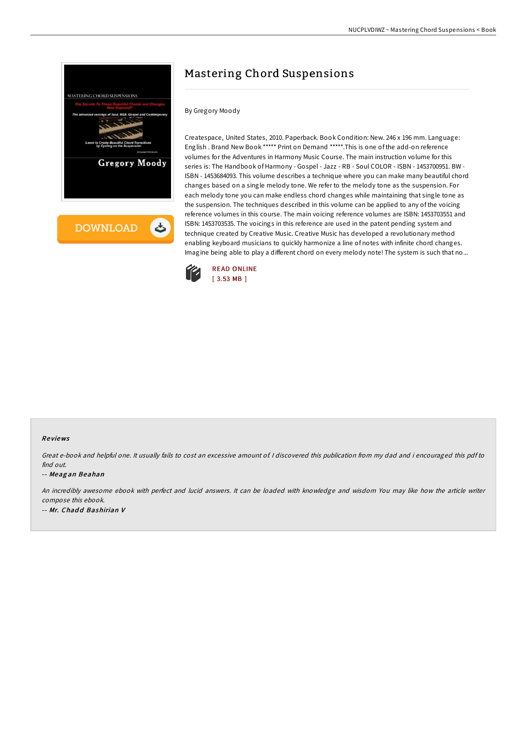# Mastering Chord Suspensions

By Gregory Moody

Createspace, United States, 2010. Paperback. Book Condition: New. 246 x 196 mm. Language: English . Brand New Book ***** Print on Demand *****.This is one of the add-on reference volumes for the Adventures in Harmony Music Course. The main instruction volume for this series is: The Handbook of Harmony - Gospel - Jazz - RB - Soul COLOR - ISBN - 1453700951. BW - ISBN - 1453684093. This volume describes a technique where you can make many beautiful chord changes based on a single melody tone. We refer to the melody tone as the suspension. For each melody tone you can make endless chord changes while maintaining that single tone as the suspension. The techniques described in this volume can be applied to any of the voicing reference volumes in this course. The main voicing reference volumes are ISBN: 1453703551 and ISBN: 1453703535. The voicings in this reference are used in the patent pending system and technique created by Creative Music. Creative Music has developed a revolutionary method enabling keyboard musicians to quickly harmonize a line of notes with infinite chord changes. Imagine being able to play a different chord on every melody note! The system is such that no...

READ ONLINE
[ 3.53 MB ]

## Reviews

*Great e-book and helpful one. It usually fails to cost an excessive amount of. I discovered this publication from my dad and i encouraged this pdf to find out.*

-- *Meagan Beahan*

*An incredibly awesome ebook with perfect and lucid answers. It can be loaded with knowledge and wisdom You may like how the article writer compose this ebook.*

-- *Mr. Chadd Bashirian V*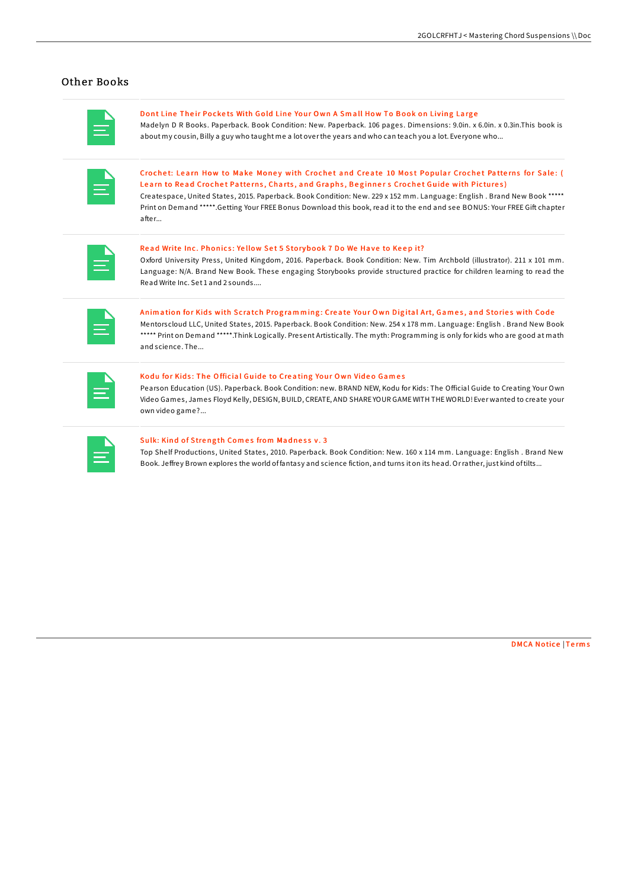## Other Books

**Dont Line Their Pockets With Gold Line Your Own A Small How To Book on Living Large**

Madelyn D R Books. Paperback. Book Condition: New. Paperback. 106 pages. Dimensions: 9.0in. x 6.0in. x 0.3in.This book is about my cousin, Billy a guy who taught me a lot over the years and who can teach you a lot. Everyone who...

**Crochet: Learn How to Make Money with Crochet and Create 10 Most Popular Crochet Patterns for Sale: ( Learn to Read Crochet Patterns, Charts, and Graphs, Beginner s Crochet Guide with Pictures)**

Createspace, United States, 2015. Paperback. Book Condition: New. 229 x 152 mm. Language: English . Brand New Book ***** Print on Demand *****.Getting Your FREE Bonus Download this book, read it to the end and see BONUS: Your FREE Gift chapter after...

**Read Write Inc. Phonics: Yellow Set 5 Storybook 7 Do We Have to Keep it?**

Oxford University Press, United Kingdom, 2016. Paperback. Book Condition: New. Tim Archbold (illustrator). 211 x 101 mm. Language: N/A. Brand New Book. These engaging Storybooks provide structured practice for children learning to read the Read Write Inc. Set 1 and 2 sounds....

**Animation for Kids with Scratch Programming: Create Your Own Digital Art, Games, and Stories with Code**

Mentorscloud LLC, United States, 2015. Paperback. Book Condition: New. 254 x 178 mm. Language: English . Brand New Book ***** Print on Demand *****.Think Logically. Present Artistically. The myth: Programming is only for kids who are good at math and science. The...

**Kodu for Kids: The Official Guide to Creating Your Own Video Games**

Pearson Education (US). Paperback. Book Condition: new. BRAND NEW, Kodu for Kids: The Official Guide to Creating Your Own Video Games, James Floyd Kelly, DESIGN, BUILD, CREATE, AND SHARE YOUR GAME WITH THE WORLD! Ever wanted to create your own video game?...

**Sulk: Kind of Strength Comes from Madness v. 3**

Top Shelf Productions, United States, 2010. Paperback. Book Condition: New. 160 x 114 mm. Language: English . Brand New Book. Jeffrey Brown explores the world of fantasy and science fiction, and turns it on its head. Or rather, just kind of tilts...